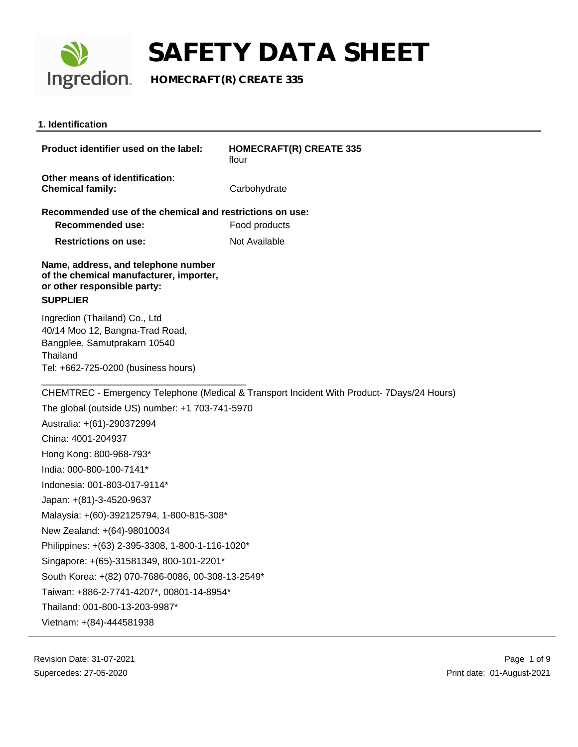# SAFETY DATA SHEET

## HOMECRAFT(R) CREATE 335

### 1. Identification

**Product identifier used on the label:** **HOMECRAFT(R) CREATE 335**
flour

**Other means of identification**:
**Chemical family:** Carbohydrate

**Recommended use of the chemical and restrictions on use:**

**Recommended use:** Food products

**Restrictions on use:** Not Available

**Name, address, and telephone number of the chemical manufacturer, importer, or other responsible party:**

**SUPPLIER**

Ingredion (Thailand) Co., Ltd
40/14 Moo 12, Bangna-Trad Road,
Bangplee, Samutprakarn 10540
Thailand
Tel: +662-725-0200 (business hours)

CHEMTREC - Emergency Telephone (Medical & Transport Incident With Product- 7Days/24 Hours)

The global (outside US) number: +1 703-741-5970

Australia: +(61)-290372994

China: 4001-204937

Hong Kong: 800-968-793*

India: 000-800-100-7141*

Indonesia: 001-803-017-9114*

Japan: +(81)-3-4520-9637

Malaysia: +(60)-392125794, 1-800-815-308*

New Zealand: +(64)-98010034

Philippines: +(63) 2-395-3308, 1-800-1-116-1020*

Singapore: +(65)-31581349, 800-101-2201*

South Korea: +(82) 070-7686-0086, 00-308-13-2549*

Taiwan: +886-2-7741-4207*, 00801-14-8954*

Thailand: 001-800-13-203-9987*

Vietnam: +(84)-444581938

Revision Date: 31-07-2021
Supercedes: 27-05-2020

Print date: 01-August-2021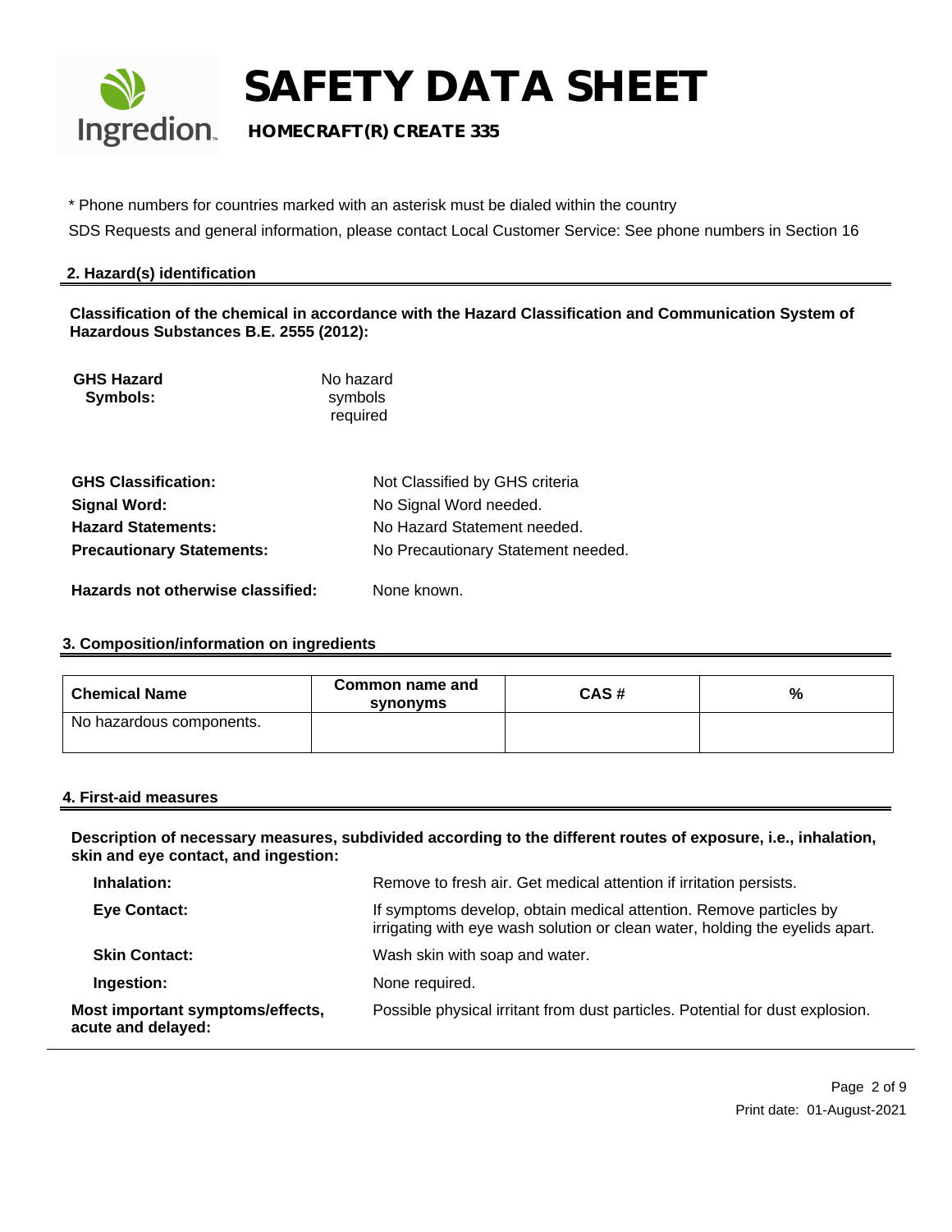\* Phone numbers for countries marked with an asterisk must be dialed within the country

SDS Requests and general information, please contact Local Customer Service: See phone numbers in Section 16

## 2. Hazard(s) identification

**Classification of the chemical in accordance with the Hazard Classification and Communication System of Hazardous Substances B.E. 2555 (2012):**

**GHS Hazard Symbols:** No hazard symbols required

**GHS Classification:** Not Classified by GHS criteria

**Signal Word:** No Signal Word needed.

**Hazard Statements:** No Hazard Statement needed.

**Precautionary Statements:** No Precautionary Statement needed.

**Hazards not otherwise classified:** None known.

## 3. Composition/information on ingredients

| Chemical Name | Common name and synonyms | CAS # | % |
|---|---|---|---|
| No hazardous components. | | | |

## 4. First-aid measures

**Description of necessary measures, subdivided according to the different routes of exposure, i.e., inhalation, skin and eye contact, and ingestion:**

**Inhalation:** Remove to fresh air. Get medical attention if irritation persists.

**Eye Contact:** If symptoms develop, obtain medical attention. Remove particles by irrigating with eye wash solution or clean water, holding the eyelids apart.

**Skin Contact:** Wash skin with soap and water.

**Ingestion:** None required.

**Most important symptoms/effects, acute and delayed:** Possible physical irritant from dust particles. Potential for dust explosion.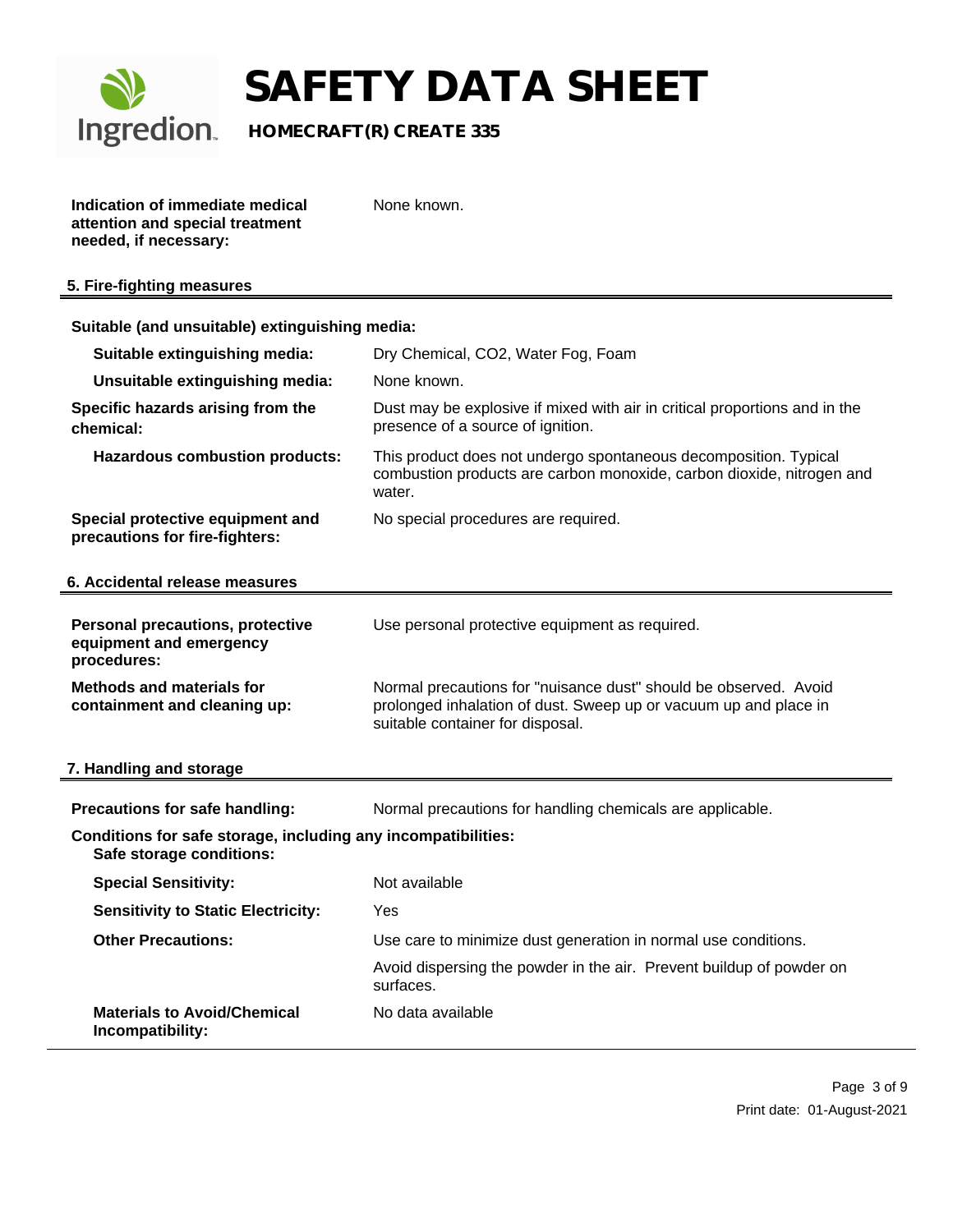**Indication of immediate medical attention and special treatment needed, if necessary:** None known.

## 5. Fire-fighting measures

**Suitable (and unsuitable) extinguishing media:**

| | |
|---|---|
| **Suitable extinguishing media:** | Dry Chemical, $CO_2$, Water Fog, Foam |
| **Unsuitable extinguishing media:** | None known. |
| **Specific hazards arising from the chemical:** | Dust may be explosive if mixed with air in critical proportions and in the presence of a source of ignition. |
| **Hazardous combustion products:** | This product does not undergo spontaneous decomposition. Typical combustion products are carbon monoxide, carbon dioxide, nitrogen and water. |
| **Special protective equipment and precautions for fire-fighters:** | No special procedures are required. |

## 6. Accidental release measures

| | |
|---|---|
| **Personal precautions, protective equipment and emergency procedures:** | Use personal protective equipment as required. |
| **Methods and materials for containment and cleaning up:** | Normal precautions for "nuisance dust" should be observed. Avoid prolonged inhalation of dust. Sweep up or vacuum up and place in suitable container for disposal. |

## 7. Handling and storage

**Precautions for safe handling:** Normal precautions for handling chemicals are applicable.

**Conditions for safe storage, including any incompatibilities:**

**Safe storage conditions:**

| | |
|---|---|
| **Special Sensitivity:** | Not available |
| **Sensitivity to Static Electricity:** | Yes |
| **Other Precautions:** | Use care to minimize dust generation in normal use conditions. |
| | Avoid dispersing the powder in the air. Prevent buildup of powder on surfaces. |
| **Materials to Avoid/Chemical Incompatibility:** | No data available |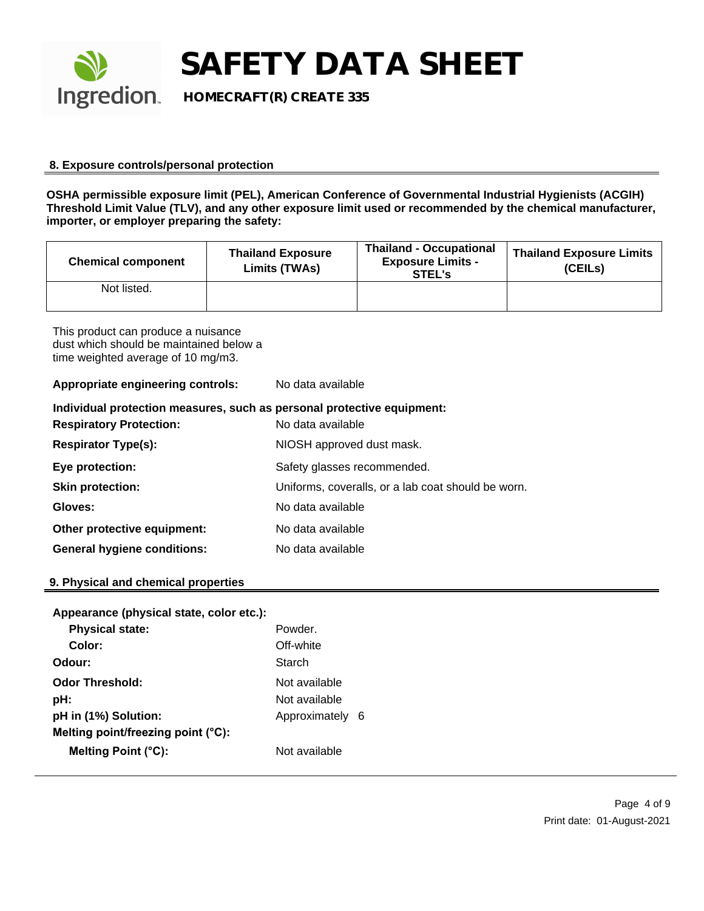## 8. Exposure controls/personal protection

**OSHA permissible exposure limit (PEL), American Conference of Governmental Industrial Hygienists (ACGIH) Threshold Limit Value (TLV), and any other exposure limit used or recommended by the chemical manufacturer, importer, or employer preparing the safety:**

| Chemical component | Thailand Exposure Limits (TWAs) | Thailand - Occupational Exposure Limits - STEL's | Thailand Exposure Limits (CEILs) |
|---|---|---|---|
| Not listed. | | | |

This product can produce a nuisance dust which should be maintained below a time weighted average of 10 mg/m3.

**Appropriate engineering controls:** No data available

**Individual protection measures, such as personal protective equipment:**

**Respiratory Protection:** No data available

**Respirator Type(s):** NIOSH approved dust mask.

**Eye protection:** Safety glasses recommended.

**Skin protection:** Uniforms, coveralls, or a lab coat should be worn.

**Gloves:** No data available

**Other protective equipment:** No data available

**General hygiene conditions:** No data available

## 9. Physical and chemical properties

**Appearance (physical state, color etc.):**

**Physical state:** Powder.

**Color:** Off-white

**Odour:** Starch

**Odor Threshold:** Not available

**pH:** Not available

**pH in (1%) Solution:** Approximately 6

**Melting point/freezing point (°C):**

**Melting Point (°C):** Not available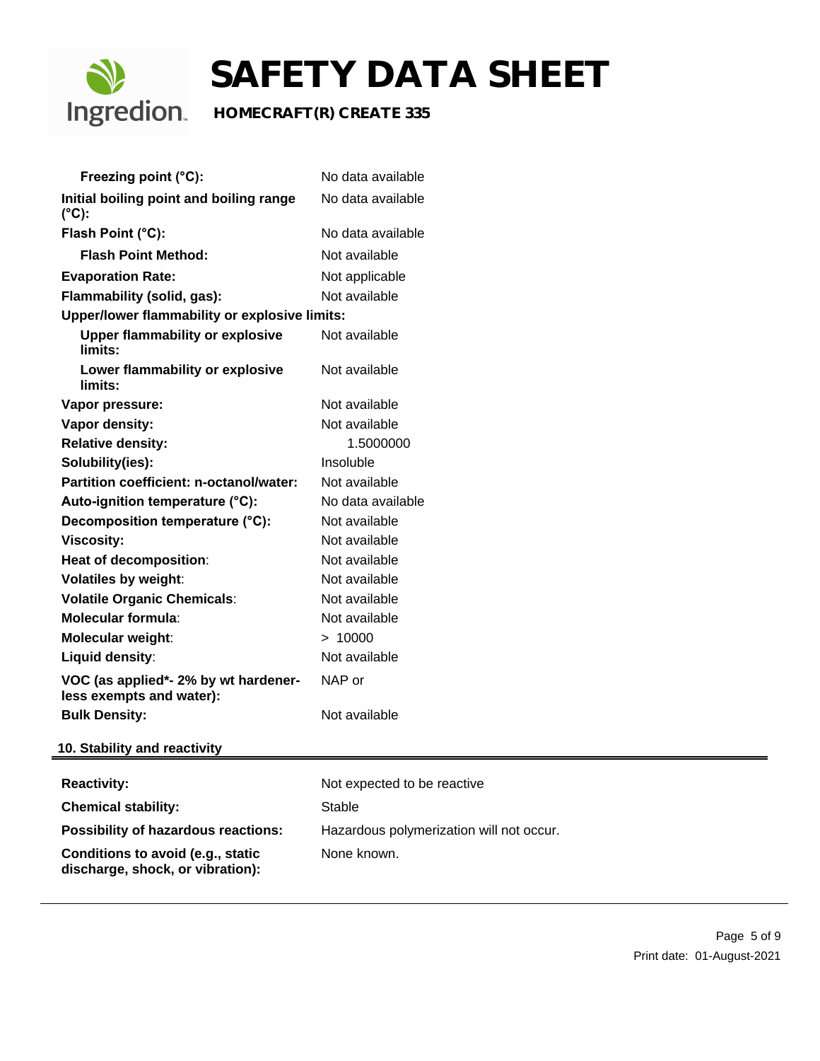| | |
|---|---|
| **Freezing point (°C):** | No data available |
| **Initial boiling point and boiling range (°C):** | No data available |
| **Flash Point (°C):** | No data available |
| **Flash Point Method:** | Not available |
| **Evaporation Rate:** | Not applicable |
| **Flammability (solid, gas):** | Not available |
| **Upper/lower flammability or explosive limits:** | |
| **Upper flammability or explosive limits:** | Not available |
| **Lower flammability or explosive limits:** | Not available |
| **Vapor pressure:** | Not available |
| **Vapor density:** | Not available |
| **Relative density:** | 1.5000000 |
| **Solubility(ies):** | Insoluble |
| **Partition coefficient: n-octanol/water:** | Not available |
| **Auto-ignition temperature (°C):** | No data available |
| **Decomposition temperature (°C):** | Not available |
| **Viscosity:** | Not available |
| **Heat of decomposition:** | Not available |
| **Volatiles by weight:** | Not available |
| **Volatile Organic Chemicals:** | Not available |
| **Molecular formula:** | Not available |
| **Molecular weight:** | > 10000 |
| **Liquid density:** | Not available |
| **VOC (as applied*- 2% by wt hardener-less exempts and water):** | NAP or |
| **Bulk Density:** | Not available |

## 10. Stability and reactivity

| | |
|---|---|
| **Reactivity:** | Not expected to be reactive |
| **Chemical stability:** | Stable |
| **Possibility of hazardous reactions:** | Hazardous polymerization will not occur. |
| **Conditions to avoid (e.g., static discharge, shock, or vibration):** | None known. |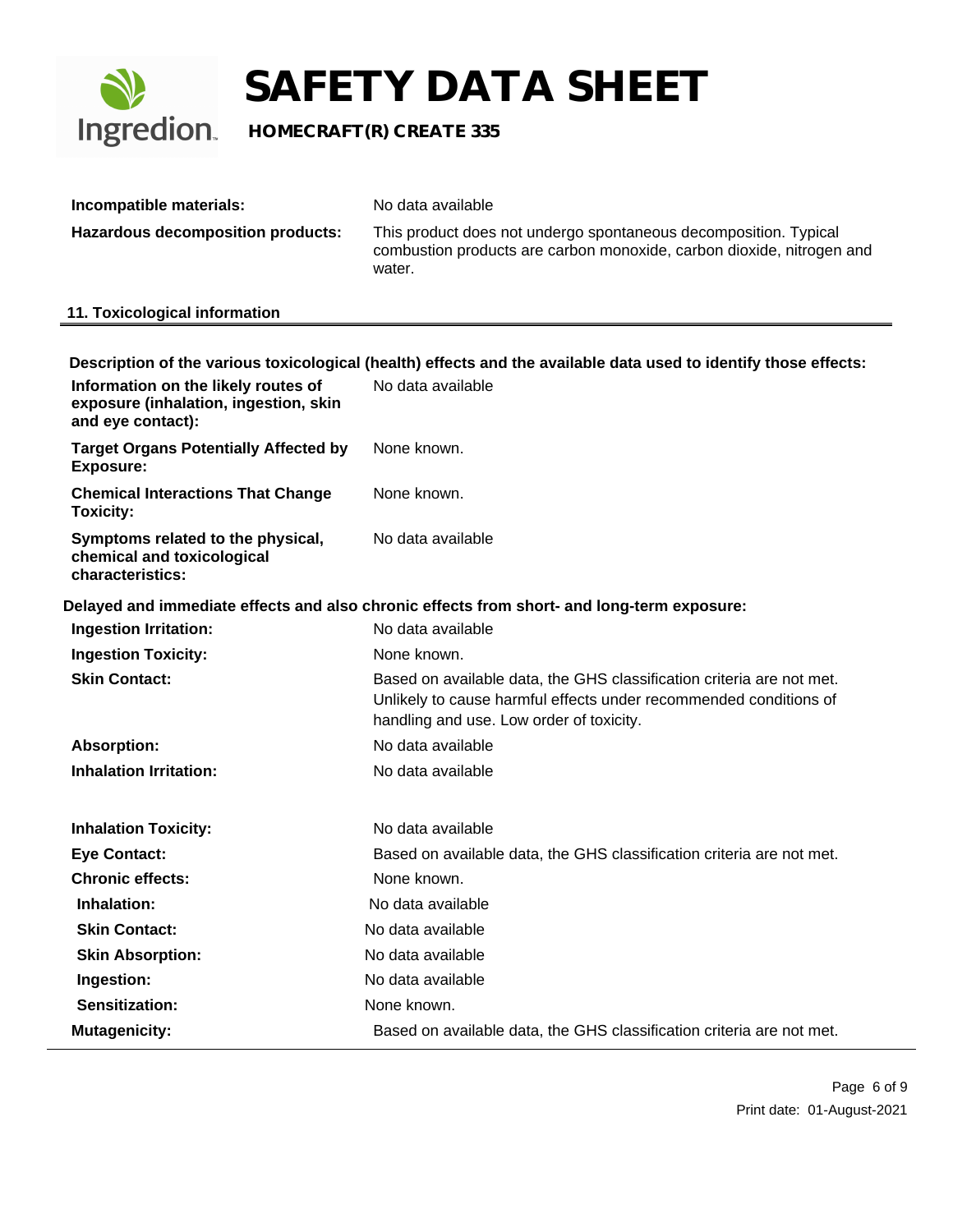| | |
|---|---|
| **Incompatible materials:** | No data available |
| **Hazardous decomposition products:** | This product does not undergo spontaneous decomposition. Typical combustion products are carbon monoxide, carbon dioxide, nitrogen and water. |

## 11. Toxicological information

**Description of the various toxicological (health) effects and the available data used to identify those effects:**

| | |
|---|---|
| **Information on the likely routes of exposure (inhalation, ingestion, skin and eye contact):** | No data available |
| **Target Organs Potentially Affected by Exposure:** | None known. |
| **Chemical Interactions That Change Toxicity:** | None known. |
| **Symptoms related to the physical, chemical and toxicological characteristics:** | No data available |

**Delayed and immediate effects and also chronic effects from short- and long-term exposure:**

| | |
|---|---|
| **Ingestion Irritation:** | No data available |
| **Ingestion Toxicity:** | None known. |
| **Skin Contact:** | Based on available data, the GHS classification criteria are not met. Unlikely to cause harmful effects under recommended conditions of handling and use. Low order of toxicity. |
| **Absorption:** | No data available |
| **Inhalation Irritation:** | No data available |
| **Inhalation Toxicity:** | No data available |
| **Eye Contact:** | Based on available data, the GHS classification criteria are not met. |
| **Chronic effects:** | None known. |
| **Inhalation:** | No data available |
| **Skin Contact:** | No data available |
| **Skin Absorption:** | No data available |
| **Ingestion:** | No data available |
| **Sensitization:** | None known. |
| **Mutagenicity:** | Based on available data, the GHS classification criteria are not met. |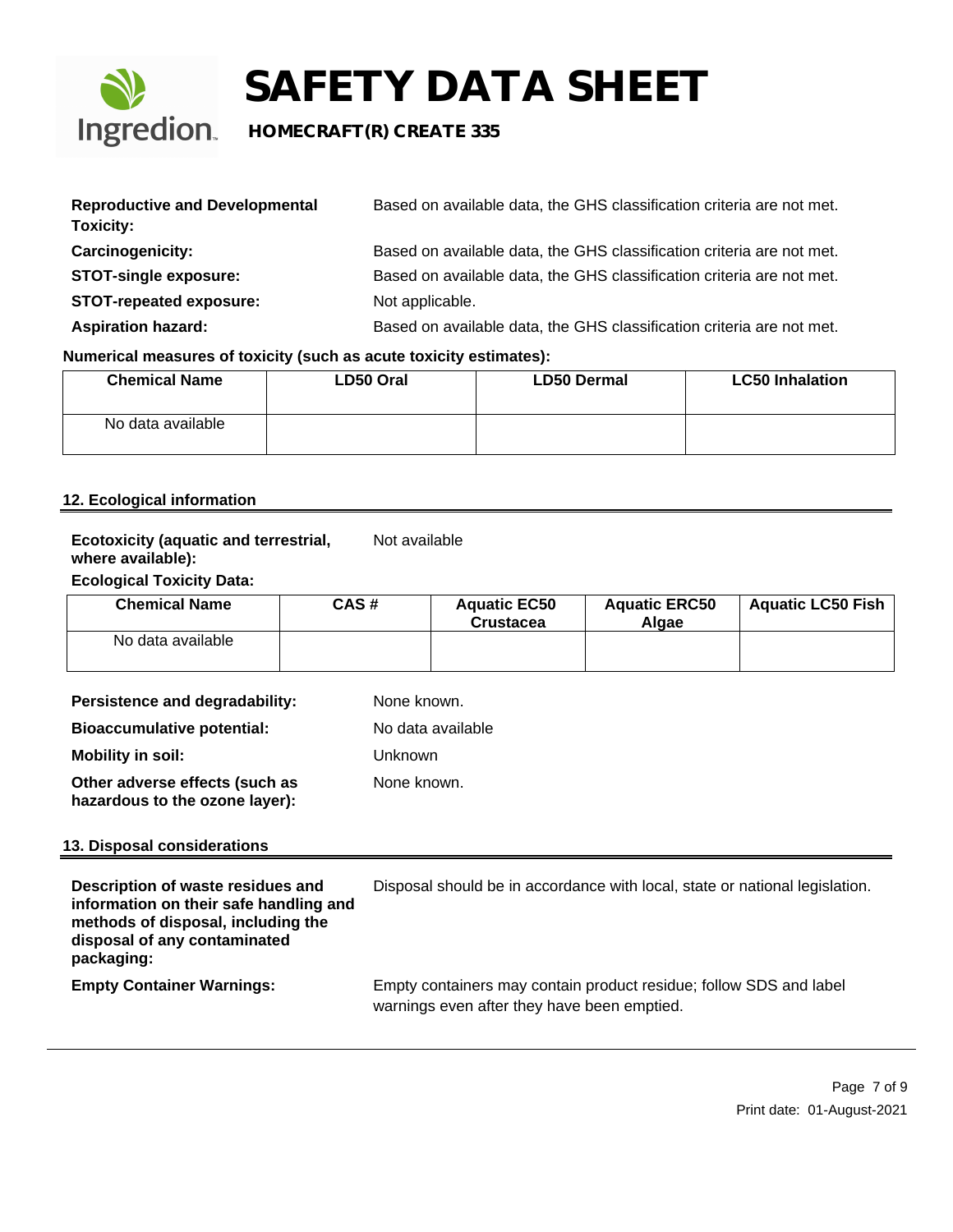| | |
|---|---|
| **Reproductive and Developmental Toxicity:** | Based on available data, the GHS classification criteria are not met. |
| **Carcinogenicity:** | Based on available data, the GHS classification criteria are not met. |
| **STOT-single exposure:** | Based on available data, the GHS classification criteria are not met. |
| **STOT-repeated exposure:** | Not applicable. |
| **Aspiration hazard:** | Based on available data, the GHS classification criteria are not met. |

**Numerical measures of toxicity (such as acute toxicity estimates):**

| Chemical Name | LD50 Oral | LD50 Dermal | LC50 Inhalation |
|---|---|---|---|
| No data available | | | |

## 12. Ecological information

**Ecotoxicity (aquatic and terrestrial, where available):** Not available

**Ecological Toxicity Data:**

| Chemical Name | CAS # | Aquatic EC50 Crustacea | Aquatic ERC50 Algae | Aquatic LC50 Fish |
|---|---|---|---|---|
| No data available | | | | |

| | |
|---|---|
| **Persistence and degradability:** | None known. |
| **Bioaccumulative potential:** | No data available |
| **Mobility in soil:** | Unknown |
| **Other adverse effects (such as hazardous to the ozone layer):** | None known. |

## 13. Disposal considerations

| | |
|---|---|
| **Description of waste residues and information on their safe handling and methods of disposal, including the disposal of any contaminated packaging:** | Disposal should be in accordance with local, state or national legislation. |
| **Empty Container Warnings:** | Empty containers may contain product residue; follow SDS and label warnings even after they have been emptied. |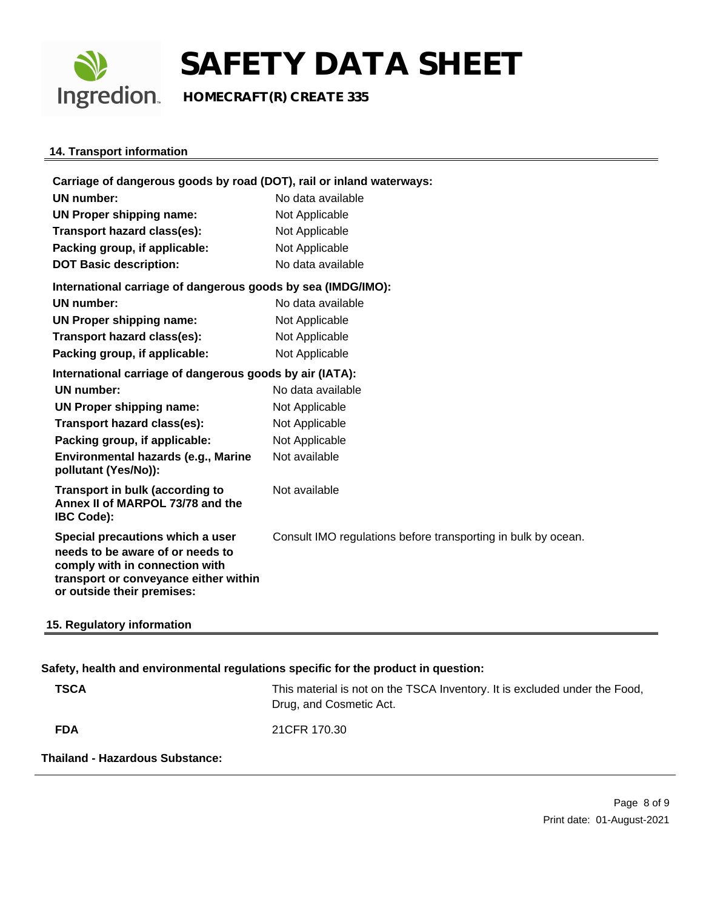## 14. Transport information

**Carriage of dangerous goods by road (DOT), rail or inland waterways:**

| | |
|---|---|
| **UN number:** | No data available |
| **UN Proper shipping name:** | Not Applicable |
| **Transport hazard class(es):** | Not Applicable |
| **Packing group, if applicable:** | Not Applicable |
| **DOT Basic description:** | No data available |

**International carriage of dangerous goods by sea (IMDG/IMO):**

| | |
|---|---|
| **UN number:** | No data available |
| **UN Proper shipping name:** | Not Applicable |
| **Transport hazard class(es):** | Not Applicable |
| **Packing group, if applicable:** | Not Applicable |

**International carriage of dangerous goods by air (IATA):**

| | |
|---|---|
| **UN number:** | No data available |
| **UN Proper shipping name:** | Not Applicable |
| **Transport hazard class(es):** | Not Applicable |
| **Packing group, if applicable:** | Not Applicable |
| **Environmental hazards (e.g., Marine pollutant (Yes/No)):** | Not available |
| **Transport in bulk (according to Annex II of MARPOL 73/78 and the IBC Code):** | Not available |
| **Special precautions which a user needs to be aware of or needs to comply with in connection with transport or conveyance either within or outside their premises:** | Consult IMO regulations before transporting in bulk by ocean. |

## 15. Regulatory information

**Safety, health and environmental regulations specific for the product in question:**

| | |
|---|---|
| **TSCA** | This material is not on the TSCA Inventory. It is excluded under the Food, Drug, and Cosmetic Act. |
| **FDA** | 21CFR 170.30 |

**Thailand - Hazardous Substance:**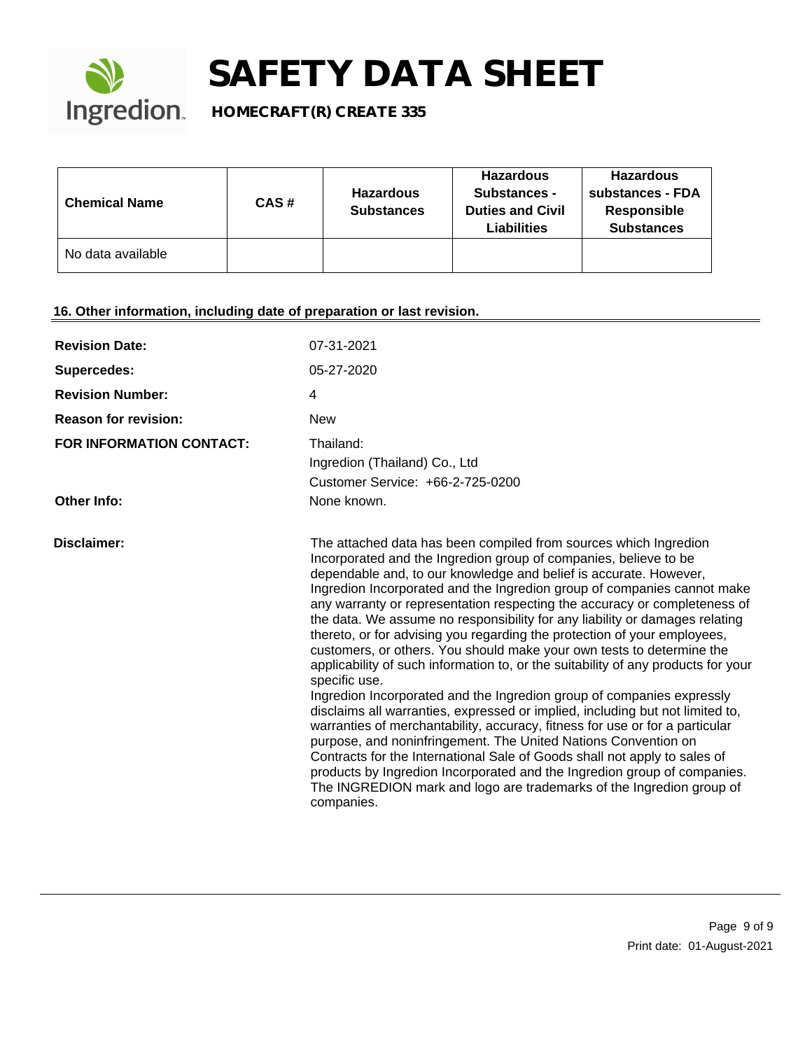| Chemical Name | CAS # | Hazardous Substances | Hazardous Substances - Duties and Civil Liabilities | Hazardous substances - FDA Responsible Substances |
|---|---|---|---|---|
| No data available | | | | |

## 16. Other information, including date of preparation or last revision.

| | |
|---|---|
| **Revision Date:** | 07-31-2021 |
| **Supercedes:** | 05-27-2020 |
| **Revision Number:** | 4 |
| **Reason for revision:** | New |
| **FOR INFORMATION CONTACT:** | Thailand:<br>Ingredion (Thailand) Co., Ltd<br>Customer Service: +66-2-725-0200 |
| **Other Info:** | None known. |

**Disclaimer:**

The attached data has been compiled from sources which Ingredion Incorporated and the Ingredion group of companies, believe to be dependable and, to our knowledge and belief is accurate. However, Ingredion Incorporated and the Ingredion group of companies cannot make any warranty or representation respecting the accuracy or completeness of the data. We assume no responsibility for any liability or damages relating thereto, or for advising you regarding the protection of your employees, customers, or others. You should make your own tests to determine the applicability of such information to, or the suitability of any products for your specific use.
Ingredion Incorporated and the Ingredion group of companies expressly disclaims all warranties, expressed or implied, including but not limited to, warranties of merchantability, accuracy, fitness for use or for a particular purpose, and noninfringement. The United Nations Convention on Contracts for the International Sale of Goods shall not apply to sales of products by Ingredion Incorporated and the Ingredion group of companies. The INGREDION mark and logo are trademarks of the Ingredion group of companies.

Print date: 01-August-2021